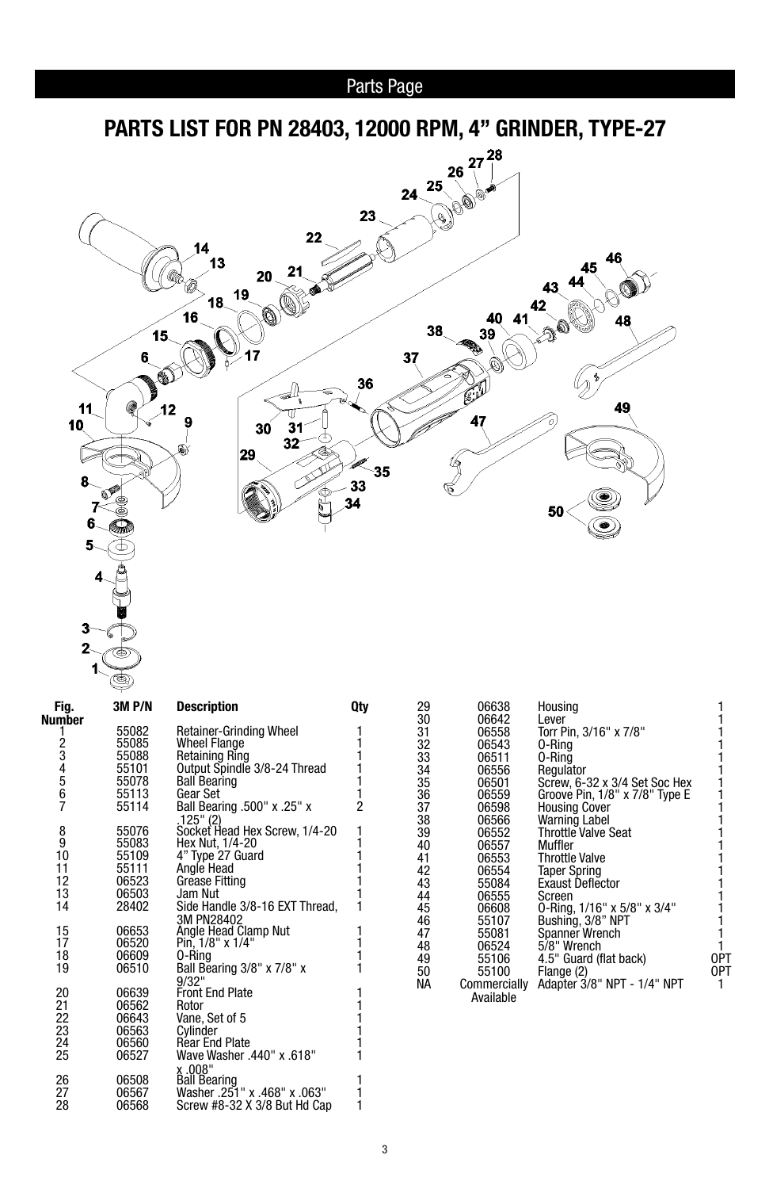## Parts Page

# PARTS LIST FOR PN 28403, 12000 RPM, 4" GRINDER, TYPE-27

| Fig. Number | 3M P/N | Description | Qty |
|---|---|---|---|
| 1 | 55082 | Retainer-Grinding Wheel | 1 |
| 2 | 55085 | Wheel Flange | 1 |
| 3 | 55088 | Retaining Ring | 1 |
| 4 | 55101 | Output Spindle 3/8-24 Thread | 1 |
| 5 | 55078 | Ball Bearing | 1 |
| 6 | 55113 | Gear Set | 1 |
| 7 | 55114 | Ball Bearing .500" x .25" x .125" (2) | 2 |
| 8 | 55076 | Socket Head Hex Screw, 1/4-20 | 1 |
| 9 | 55083 | Hex Nut, 1/4-20 | 1 |
| 10 | 55109 | 4" Type 27 Guard | 1 |
| 11 | 55111 | Angle Head | 1 |
| 12 | 06523 | Grease Fitting | 1 |
| 13 | 06503 | Jam Nut | 1 |
| 14 | 28402 | Side Handle 3/8-16 EXT Thread, 3M PN28402 | 1 |
| 15 | 06653 | Angle Head Clamp Nut | 1 |
| 17 | 06520 | Pin, 1/8" x 1/4" | 1 |
| 18 | 06609 | O-Ring | 1 |
| 19 | 06510 | Ball Bearing 3/8" x 7/8" x 9/32" | 1 |
| 20 | 06639 | Front End Plate | 1 |
| 21 | 06562 | Rotor | 1 |
| 22 | 06643 | Vane, Set of 5 | 1 |
| 23 | 06563 | Cylinder | 1 |
| 24 | 06560 | Rear End Plate | 1 |
| 25 | 06527 | Wave Washer .440" x .618" x .008" | 1 |
| 26 | 06508 | Ball Bearing | 1 |
| 27 | 06567 | Washer .251" x .468" x .063" | 1 |
| 28 | 06568 | Screw #8-32 X 3/8 But Hd Cap | 1 |
| 29 | 06638 | Housing | 1 |
| 30 | 06642 | Lever | 1 |
| 31 | 06558 | Torr Pin, 3/16" x 7/8" | 1 |
| 32 | 06543 | O-Ring | 1 |
| 33 | 06511 | O-Ring | 1 |
| 34 | 06556 | Regulator | 1 |
| 35 | 06501 | Screw, 6-32 x 3/4 Set Soc Hex | 1 |
| 36 | 06559 | Groove Pin, 1/8" x 7/8" Type E | 1 |
| 37 | 06598 | Housing Cover | 1 |
| 38 | 06566 | Warning Label | 1 |
| 39 | 06552 | Throttle Valve Seat | 1 |
| 40 | 06557 | Muffler | 1 |
| 41 | 06553 | Throttle Valve | 1 |
| 42 | 06554 | Taper Spring | 1 |
| 43 | 55084 | Exaust Deflector | 1 |
| 44 | 06555 | Screen | 1 |
| 45 | 06608 | O-Ring, 1/16" x 5/8" x 3/4" | 1 |
| 46 | 55107 | Bushing, 3/8" NPT | 1 |
| 47 | 55081 | Spanner Wrench | 1 |
| 48 | 06524 | 5/8" Wrench | 1 |
| 49 | 55106 | 4.5" Guard (flat back) | OPT |
| 50 | 55100 | Flange (2) | OPT |
| NA | Commercially Available | Adapter 3/8" NPT - 1/4" NPT | 1 |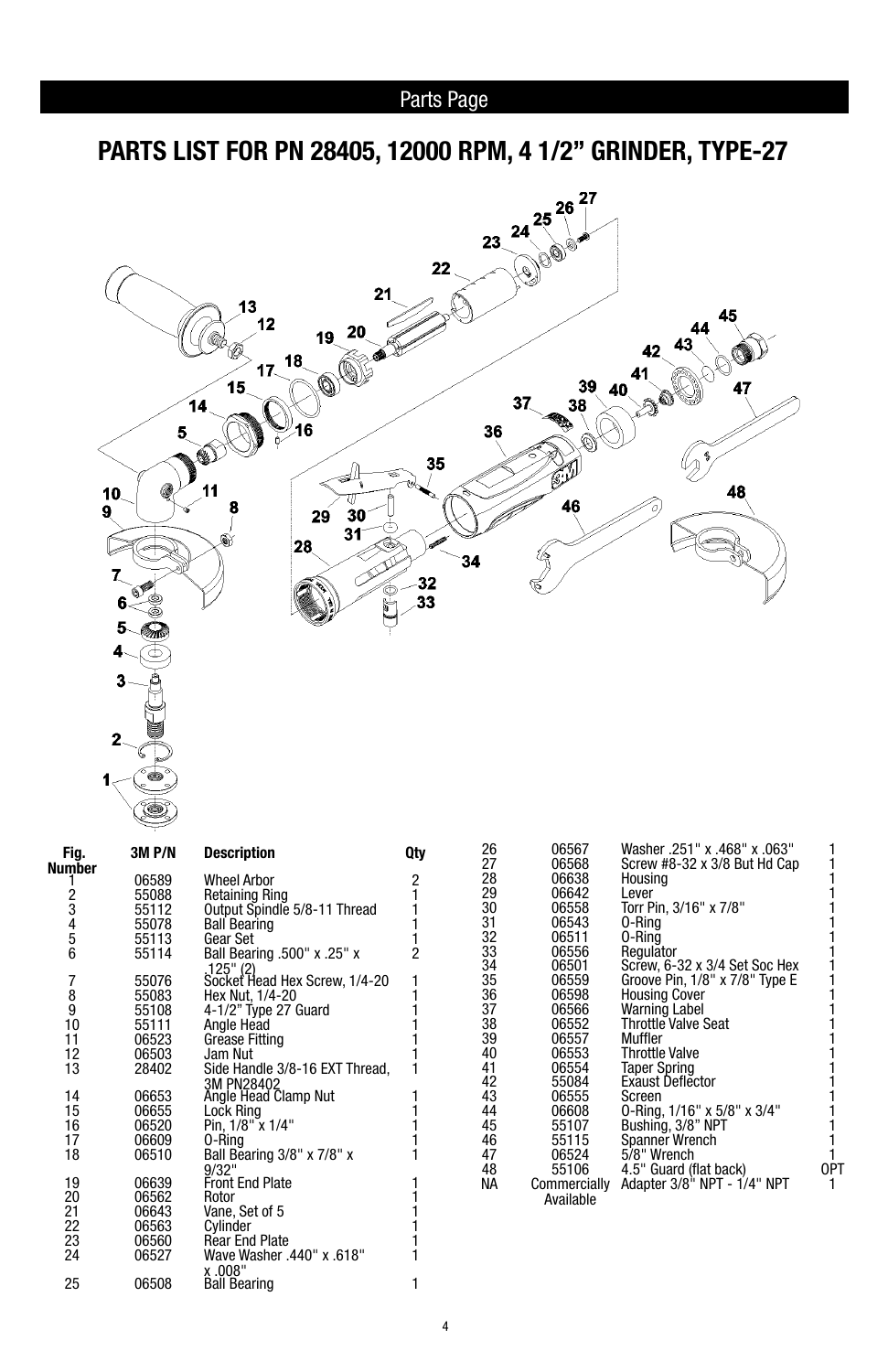## Parts Page

# PARTS LIST FOR PN 28405, 12000 RPM, 4 1/2" GRINDER, TYPE-27

| Fig. Number | 3M P/N | Description | Qty |
|---|---|---|---|
| 1 | 06589 | Wheel Arbor | 2 |
| 2 | 55088 | Retaining Ring | 1 |
| 3 | 55112 | Output Spindle 5/8-11 Thread | 1 |
| 4 | 55078 | Ball Bearing | 1 |
| 5 | 55113 | Gear Set | 1 |
| 6 | 55114 | Ball Bearing .500" x .25" x .125" (2) | 2 |
| 7 | 55076 | Socket Head Hex Screw, 1/4-20 | 1 |
| 8 | 55083 | Hex Nut, 1/4-20 | 1 |
| 9 | 55108 | 4-1/2" Type 27 Guard | 1 |
| 10 | 55111 | Angle Head | 1 |
| 11 | 06523 | Grease Fitting | 1 |
| 12 | 06503 | Jam Nut | 1 |
| 13 | 28402 | Side Handle 3/8-16 EXT Thread, 3M PN28402 | 1 |
| 14 | 06653 | Angle Head Clamp Nut | 1 |
| 15 | 06655 | Lock Ring | 1 |
| 16 | 06520 | Pin, 1/8" x 1/4" | 1 |
| 17 | 06609 | O-Ring | 1 |
| 18 | 06510 | Ball Bearing 3/8" x 7/8" x 9/32" | 1 |
| 19 | 06639 | Front End Plate | 1 |
| 20 | 06562 | Rotor | 1 |
| 21 | 06643 | Vane, Set of 5 | 1 |
| 22 | 06563 | Cylinder | 1 |
| 23 | 06560 | Rear End Plate | 1 |
| 24 | 06527 | Wave Washer .440" x .618" x .008" | 1 |
| 25 | 06508 | Ball Bearing | 1 |
| 26 | 06567 | Washer .251" x .468" x .063" | 1 |
| 27 | 06568 | Screw #8-32 x 3/8 But Hd Cap | 1 |
| 28 | 06638 | Housing | 1 |
| 29 | 06642 | Lever | 1 |
| 30 | 06558 | Torr Pin, 3/16" x 7/8" | 1 |
| 31 | 06543 | O-Ring | 1 |
| 32 | 06511 | O-Ring | 1 |
| 33 | 06556 | Regulator | 1 |
| 34 | 06501 | Screw, 6-32 x 3/4 Set Soc Hex | 1 |
| 35 | 06559 | Groove Pin, 1/8" x 7/8" Type E | 1 |
| 36 | 06598 | Housing Cover | 1 |
| 37 | 06566 | Warning Label | 1 |
| 38 | 06552 | Throttle Valve Seat | 1 |
| 39 | 06557 | Muffler | 1 |
| 40 | 06553 | Throttle Valve | 1 |
| 41 | 06554 | Taper Spring | 1 |
| 42 | 55084 | Exaust Deflector | 1 |
| 43 | 06555 | Screen | 1 |
| 44 | 06608 | O-Ring, 1/16" x 5/8" x 3/4" | 1 |
| 45 | 55107 | Bushing, 3/8" NPT | 1 |
| 46 | 55115 | Spanner Wrench | 1 |
| 47 | 06524 | 5/8" Wrench | 1 |
| 48 | 55106 | 4.5" Guard (flat back) | OPT |
| NA | Commercially Available | Adapter 3/8" NPT - 1/4" NPT | 1 |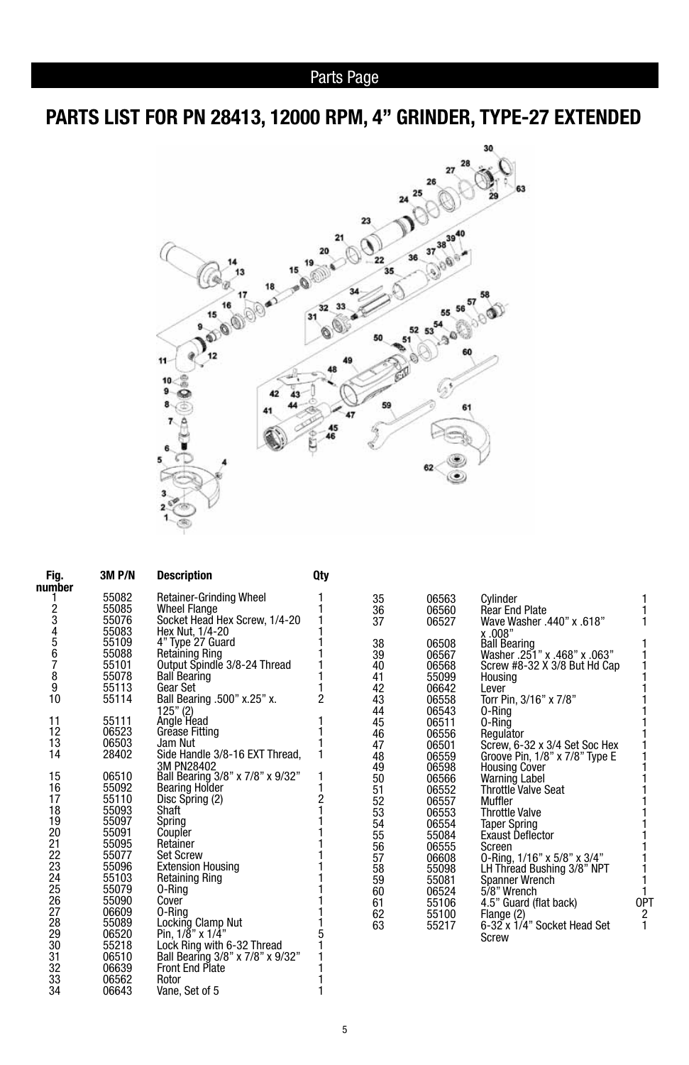## Parts Page

# PARTS LIST FOR PN 28413, 12000 RPM, 4" GRINDER, TYPE-27 EXTENDED

| Fig. number | 3M P/N | Description | Qty |
|---|---|---|---|
| 1 | 55082 | Retainer-Grinding Wheel | 1 |
| 2 | 55085 | Wheel Flange | 1 |
| 3 | 55076 | Socket Head Hex Screw, 1/4-20 | 1 |
| 4 | 55083 | Hex Nut, 1/4-20 | 1 |
| 5 | 55109 | 4" Type 27 Guard | 1 |
| 6 | 55088 | Retaining Ring | 1 |
| 7 | 55101 | Output Spindle 3/8-24 Thread | 1 |
| 8 | 55078 | Ball Bearing | 1 |
| 9 | 55113 | Gear Set | 1 |
| 10 | 55114 | Ball Bearing .500" x.25" x. 125" (2) | 2 |
| 11 | 55111 | Angle Head | 1 |
| 12 | 06523 | Grease Fitting | 1 |
| 13 | 06503 | Jam Nut | 1 |
| 14 | 28402 | Side Handle 3/8-16 EXT Thread, 3M PN28402 | 1 |
| 15 | 06510 | Ball Bearing 3/8" x 7/8" x 9/32" | 1 |
| 16 | 55092 | Bearing Holder | 1 |
| 17 | 55110 | Disc Spring (2) | 2 |
| 18 | 55093 | Shaft | 1 |
| 19 | 55097 | Spring | 1 |
| 20 | 55091 | Coupler | 1 |
| 21 | 55095 | Retainer | 1 |
| 22 | 55077 | Set Screw | 1 |
| 23 | 55096 | Extension Housing | 1 |
| 24 | 55103 | Retaining Ring | 1 |
| 25 | 55079 | O-Ring | 1 |
| 26 | 55090 | Cover | 1 |
| 27 | 06609 | O-Ring | 1 |
| 28 | 55089 | Locking Clamp Nut | 1 |
| 29 | 06520 | Pin, 1/8" x 1/4" | 5 |
| 30 | 55218 | Lock Ring with 6-32 Thread | 1 |
| 31 | 06510 | Ball Bearing 3/8" x 7/8" x 9/32" | 1 |
| 32 | 06639 | Front End Plate | 1 |
| 33 | 06562 | Rotor | 1 |
| 34 | 06643 | Vane, Set of 5 | 1 |
| 35 | 06563 | Cylinder | 1 |
| 36 | 06560 | Rear End Plate | 1 |
| 37 | 06527 | Wave Washer .440" x .618" x .008" | 1 |
| 38 | 06508 | Ball Bearing | 1 |
| 39 | 06567 | Washer .251" x .468" x .063" | 1 |
| 40 | 06568 | Screw #8-32 X 3/8 But Hd Cap | 1 |
| 41 | 55099 | Housing | 1 |
| 42 | 06642 | Lever | 1 |
| 43 | 06558 | Torr Pin, 3/16" x 7/8" | 1 |
| 44 | 06543 | O-Ring | 1 |
| 45 | 06511 | O-Ring | 1 |
| 46 | 06556 | Regulator | 1 |
| 47 | 06501 | Screw, 6-32 x 3/4 Set Soc Hex | 1 |
| 48 | 06559 | Groove Pin, 1/8" x 7/8" Type E | 1 |
| 49 | 06598 | Housing Cover | 1 |
| 50 | 06566 | Warning Label | 1 |
| 51 | 06552 | Throttle Valve Seat | 1 |
| 52 | 06557 | Muffler | 1 |
| 53 | 06553 | Throttle Valve | 1 |
| 54 | 06554 | Taper Spring | 1 |
| 55 | 55084 | Exaust Deflector | 1 |
| 56 | 06555 | Screen | 1 |
| 57 | 06608 | O-Ring, 1/16" x 5/8" x 3/4" | 1 |
| 58 | 55098 | LH Thread Bushing 3/8" NPT | 1 |
| 59 | 55081 | Spanner Wrench | 1 |
| 60 | 06524 | 5/8" Wrench | 1 |
| 61 | 55106 | 4.5" Guard (flat back) | OPT |
| 62 | 55100 | Flange (2) | 2 |
| 63 | 55217 | 6-32 x 1/4" Socket Head Set Screw | 1 |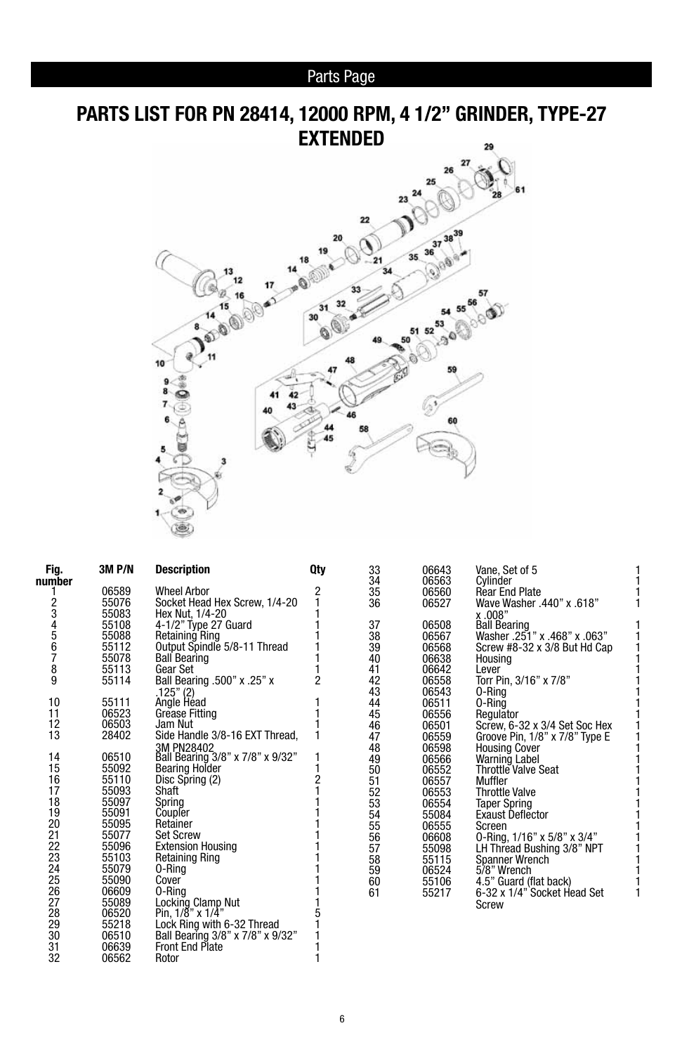## Parts Page

# PARTS LIST FOR PN 28414, 12000 RPM, 4 1/2" GRINDER, TYPE-27 EXTENDED

| Fig. number | 3M P/N | Description | Qty |
|---|---|---|---|
| 1 | 06589 | Wheel Arbor | 2 |
| 2 | 55076 | Socket Head Hex Screw, 1/4-20 | 1 |
| 3 | 55083 | Hex Nut, 1/4-20 | 1 |
| 4 | 55108 | 4-1/2" Type 27 Guard | 1 |
| 5 | 55088 | Retaining Ring | 1 |
| 6 | 55112 | Output Spindle 5/8-11 Thread | 1 |
| 7 | 55078 | Ball Bearing | 1 |
| 8 | 55113 | Gear Set | 1 |
| 9 | 55114 | Ball Bearing .500" x .25" x .125" (2) | 2 |
| 10 | 55111 | Angle Head | 1 |
| 11 | 06523 | Grease Fitting | 1 |
| 12 | 06503 | Jam Nut | 1 |
| 13 | 28402 | Side Handle 3/8-16 EXT Thread, 3M PN28402 | 1 |
| 14 | 06510 | Ball Bearing 3/8" x 7/8" x 9/32" | 1 |
| 15 | 55092 | Bearing Holder | 1 |
| 16 | 55110 | Disc Spring (2) | 2 |
| 17 | 55093 | Shaft | 1 |
| 18 | 55097 | Spring | 1 |
| 19 | 55091 | Coupler | 1 |
| 20 | 55095 | Retainer | 1 |
| 21 | 55077 | Set Screw | 1 |
| 22 | 55096 | Extension Housing | 1 |
| 23 | 55103 | Retaining Ring | 1 |
| 24 | 55079 | O-Ring | 1 |
| 25 | 55090 | Cover | 1 |
| 26 | 06609 | O-Ring | 1 |
| 27 | 55089 | Locking Clamp Nut | 1 |
| 28 | 06520 | Pin, 1/8" x 1/4" | 5 |
| 29 | 55218 | Lock Ring with 6-32 Thread | 1 |
| 30 | 06510 | Ball Bearing 3/8" x 7/8" x 9/32" | 1 |
| 31 | 06639 | Front End Plate | 1 |
| 32 | 06562 | Rotor | 1 |
| 33 | 06643 | Vane, Set of 5 | 1 |
| 34 | 06563 | Cylinder | 1 |
| 35 | 06560 | Rear End Plate | 1 |
| 36 | 06527 | Wave Washer .440" x .618" x .008" | 1 |
| 37 | 06508 | Ball Bearing | 1 |
| 38 | 06567 | Washer .251" x .468" x .063" | 1 |
| 39 | 06568 | Screw #8-32 x 3/8 But Hd Cap | 1 |
| 40 | 06638 | Housing | 1 |
| 41 | 06642 | Lever | 1 |
| 42 | 06558 | Torr Pin, 3/16" x 7/8" | 1 |
| 43 | 06543 | O-Ring | 1 |
| 44 | 06511 | O-Ring | 1 |
| 45 | 06556 | Regulator | 1 |
| 46 | 06501 | Screw, 6-32 x 3/4 Set Soc Hex | 1 |
| 47 | 06559 | Groove Pin, 1/8" x 7/8" Type E | 1 |
| 48 | 06598 | Housing Cover | 1 |
| 49 | 06566 | Warning Label | 1 |
| 50 | 06552 | Throttle Valve Seat | 1 |
| 51 | 06557 | Muffler | 1 |
| 52 | 06553 | Throttle Valve | 1 |
| 53 | 06554 | Taper Spring | 1 |
| 54 | 55084 | Exaust Deflector | 1 |
| 55 | 06555 | Screen | 1 |
| 56 | 06608 | O-Ring, 1/16" x 5/8" x 3/4" | 1 |
| 57 | 55098 | LH Thread Bushing 3/8" NPT | 1 |
| 58 | 55115 | Spanner Wrench | 1 |
| 59 | 06524 | 5/8" Wrench | 1 |
| 60 | 55106 | 4.5" Guard (flat back) | 1 |
| 61 | 55217 | 6-32 x 1/4" Socket Head Set Screw | 1 |